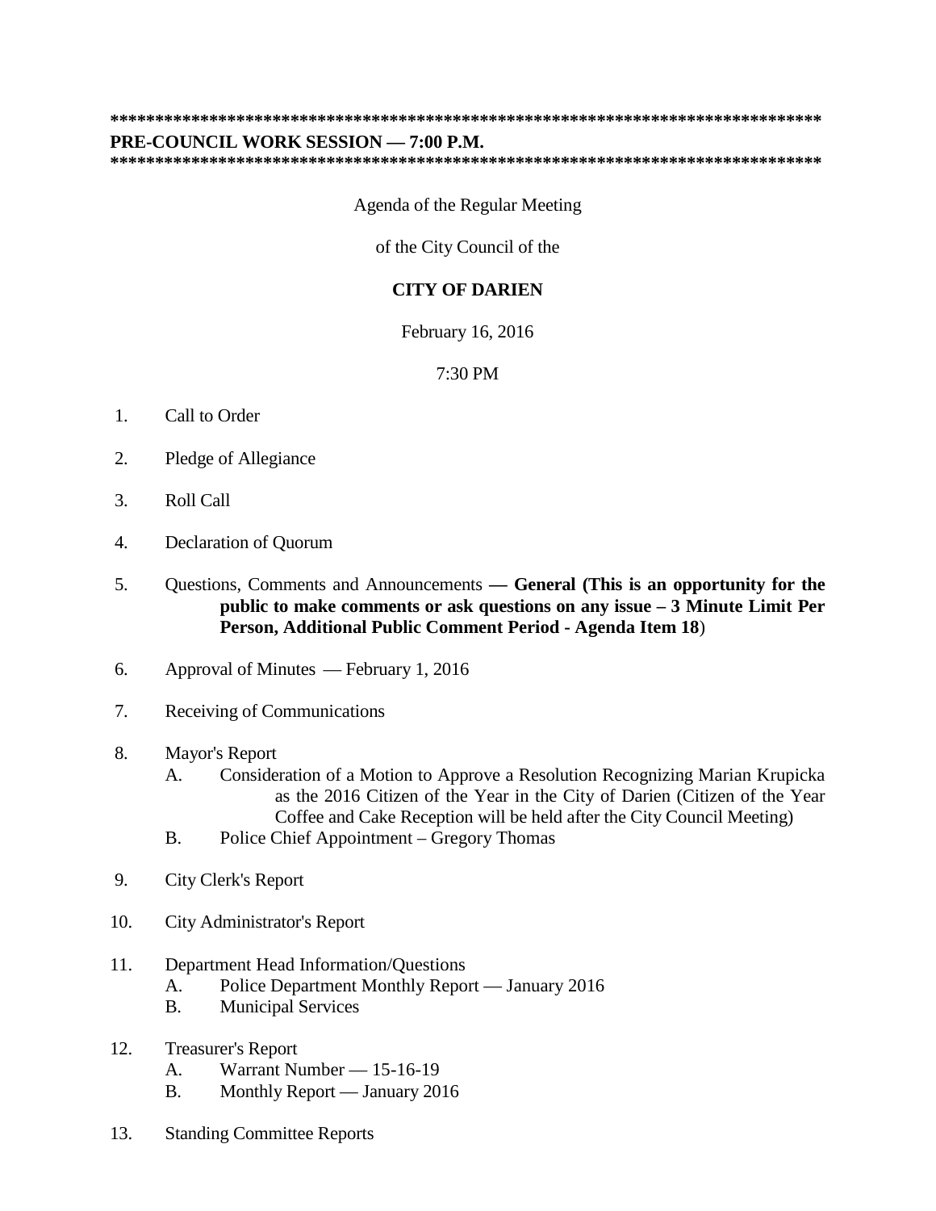**********************************************************************************

**PRE-COUNCIL WORK SESSION — 7:00 P.M.**

**********************************************************************************

Agenda of the Regular Meeting

of the City Council of the

**CITY OF DARIEN**

February 16, 2016

7:30 PM

1. Call to Order

2. Pledge of Allegiance

3. Roll Call

4. Declaration of Quorum

5. Questions, Comments and Announcements **— General (This is an opportunity for the public to make comments or ask questions on any issue – 3 Minute Limit Per Person, Additional Public Comment Period - Agenda Item 18**)

6. Approval of Minutes — February 1, 2016

7. Receiving of Communications

8. Mayor's Report
   - A. Consideration of a Motion to Approve a Resolution Recognizing Marian Krupicka as the 2016 Citizen of the Year in the City of Darien (Citizen of the Year Coffee and Cake Reception will be held after the City Council Meeting)
   - B. Police Chief Appointment – Gregory Thomas

9. City Clerk's Report

10. City Administrator's Report

11. Department Head Information/Questions
    - A. Police Department Monthly Report — January 2016
    - B. Municipal Services

12. Treasurer's Report
    - A. Warrant Number — 15-16-19
    - B. Monthly Report — January 2016

13. Standing Committee Reports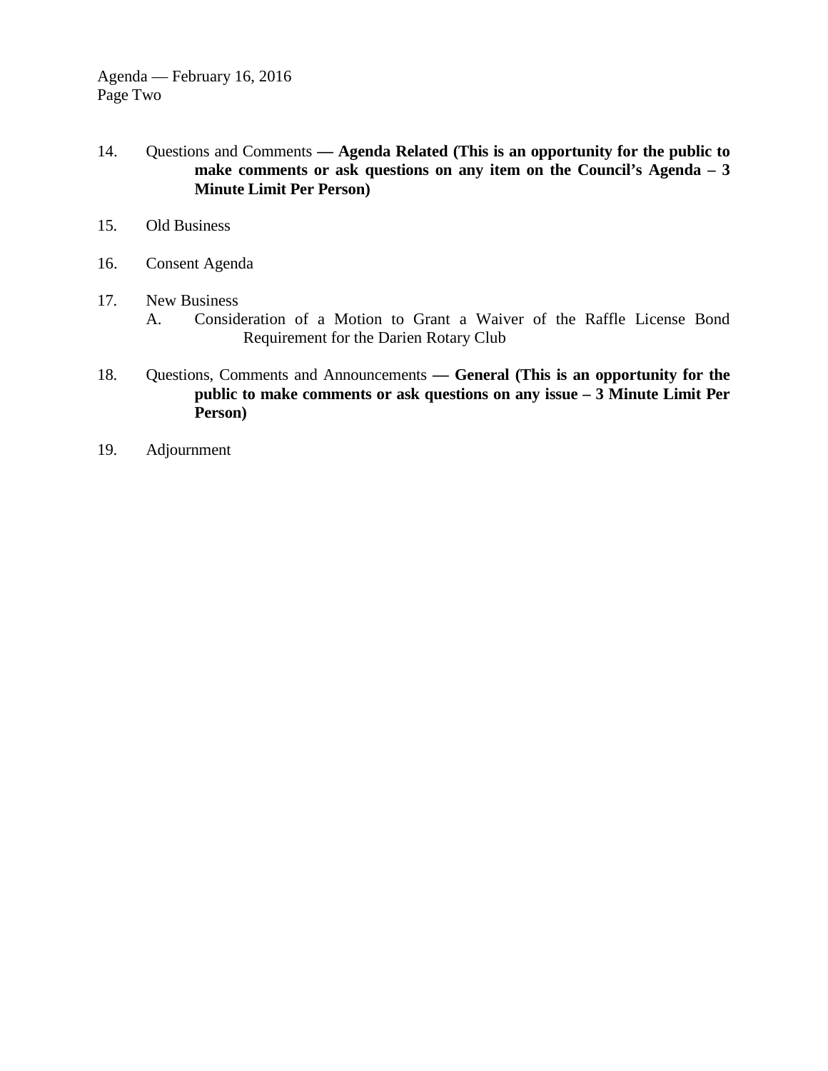14. Questions and Comments **— Agenda Related (This is an opportunity for the public to make comments or ask questions on any item on the Council's Agenda – 3 Minute Limit Per Person)**

15. Old Business

16. Consent Agenda

17. New Business
    A. Consideration of a Motion to Grant a Waiver of the Raffle License Bond Requirement for the Darien Rotary Club

18. Questions, Comments and Announcements **— General (This is an opportunity for the public to make comments or ask questions on any issue – 3 Minute Limit Per Person)**

19. Adjournment